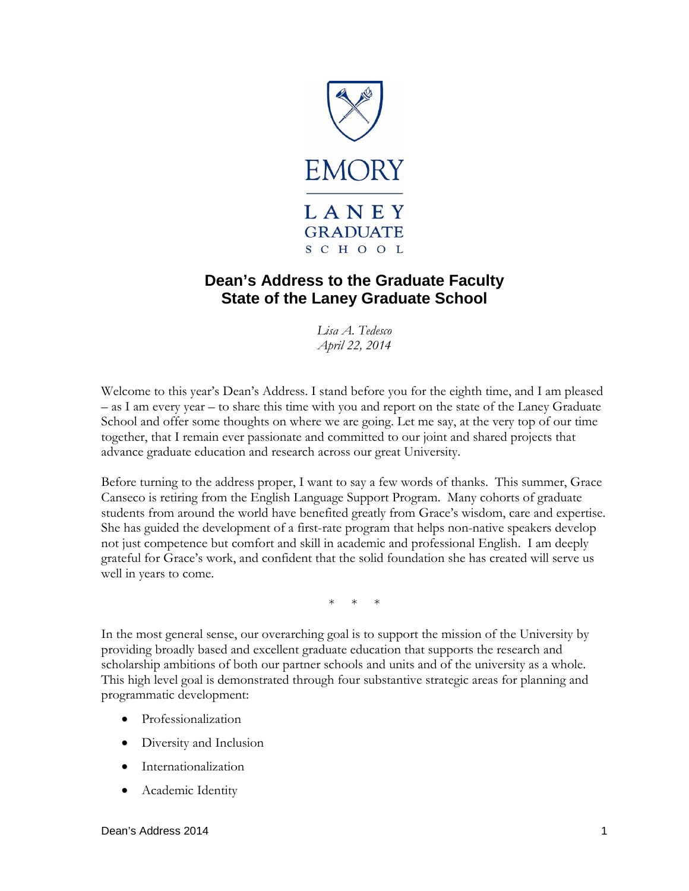EMORY

LANEY GRADUATE SCHOOL

# Dean's Address to the Graduate Faculty
# State of the Laney Graduate School

*Lisa A. Tedesco*
*April 22, 2014*

Welcome to this year's Dean's Address. I stand before you for the eighth time, and I am pleased – as I am every year – to share this time with you and report on the state of the Laney Graduate School and offer some thoughts on where we are going. Let me say, at the very top of our time together, that I remain ever passionate and committed to our joint and shared projects that advance graduate education and research across our great University.

Before turning to the address proper, I want to say a few words of thanks. This summer, Grace Canseco is retiring from the English Language Support Program. Many cohorts of graduate students from around the world have benefited greatly from Grace's wisdom, care and expertise. She has guided the development of a first-rate program that helps non-native speakers develop not just competence but comfort and skill in academic and professional English. I am deeply grateful for Grace's work, and confident that the solid foundation she has created will serve us well in years to come.

\* \* \*

In the most general sense, our overarching goal is to support the mission of the University by providing broadly based and excellent graduate education that supports the research and scholarship ambitions of both our partner schools and units and of the university as a whole. This high level goal is demonstrated through four substantive strategic areas for planning and programmatic development:

- Professionalization
- Diversity and Inclusion
- Internationalization
- Academic Identity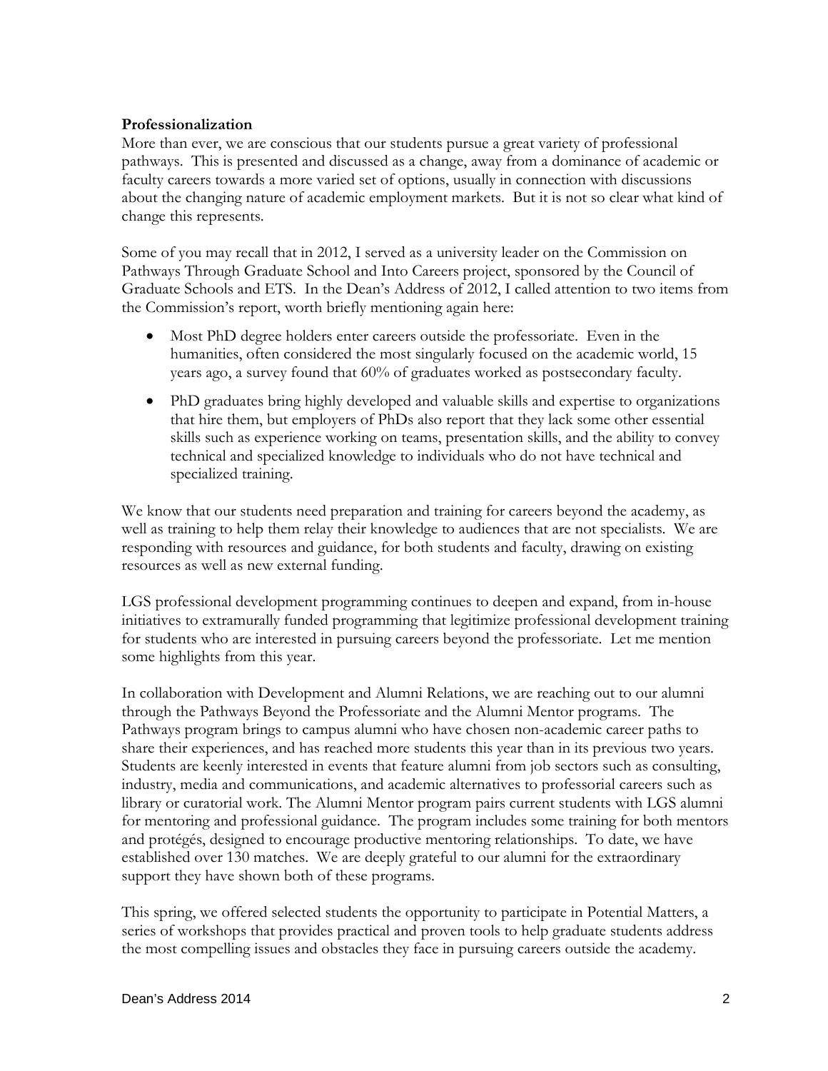**Professionalization**

More than ever, we are conscious that our students pursue a great variety of professional pathways. This is presented and discussed as a change, away from a dominance of academic or faculty careers towards a more varied set of options, usually in connection with discussions about the changing nature of academic employment markets. But it is not so clear what kind of change this represents.

Some of you may recall that in 2012, I served as a university leader on the Commission on Pathways Through Graduate School and Into Careers project, sponsored by the Council of Graduate Schools and ETS. In the Dean's Address of 2012, I called attention to two items from the Commission's report, worth briefly mentioning again here:

- Most PhD degree holders enter careers outside the professoriate. Even in the humanities, often considered the most singularly focused on the academic world, 15 years ago, a survey found that 60% of graduates worked as postsecondary faculty.
- PhD graduates bring highly developed and valuable skills and expertise to organizations that hire them, but employers of PhDs also report that they lack some other essential skills such as experience working on teams, presentation skills, and the ability to convey technical and specialized knowledge to individuals who do not have technical and specialized training.

We know that our students need preparation and training for careers beyond the academy, as well as training to help them relay their knowledge to audiences that are not specialists. We are responding with resources and guidance, for both students and faculty, drawing on existing resources as well as new external funding.

LGS professional development programming continues to deepen and expand, from in-house initiatives to extramurally funded programming that legitimize professional development training for students who are interested in pursuing careers beyond the professoriate. Let me mention some highlights from this year.

In collaboration with Development and Alumni Relations, we are reaching out to our alumni through the Pathways Beyond the Professoriate and the Alumni Mentor programs. The Pathways program brings to campus alumni who have chosen non-academic career paths to share their experiences, and has reached more students this year than in its previous two years. Students are keenly interested in events that feature alumni from job sectors such as consulting, industry, media and communications, and academic alternatives to professorial careers such as library or curatorial work. The Alumni Mentor program pairs current students with LGS alumni for mentoring and professional guidance. The program includes some training for both mentors and protégés, designed to encourage productive mentoring relationships. To date, we have established over 130 matches. We are deeply grateful to our alumni for the extraordinary support they have shown both of these programs.

This spring, we offered selected students the opportunity to participate in Potential Matters, a series of workshops that provides practical and proven tools to help graduate students address the most compelling issues and obstacles they face in pursuing careers outside the academy.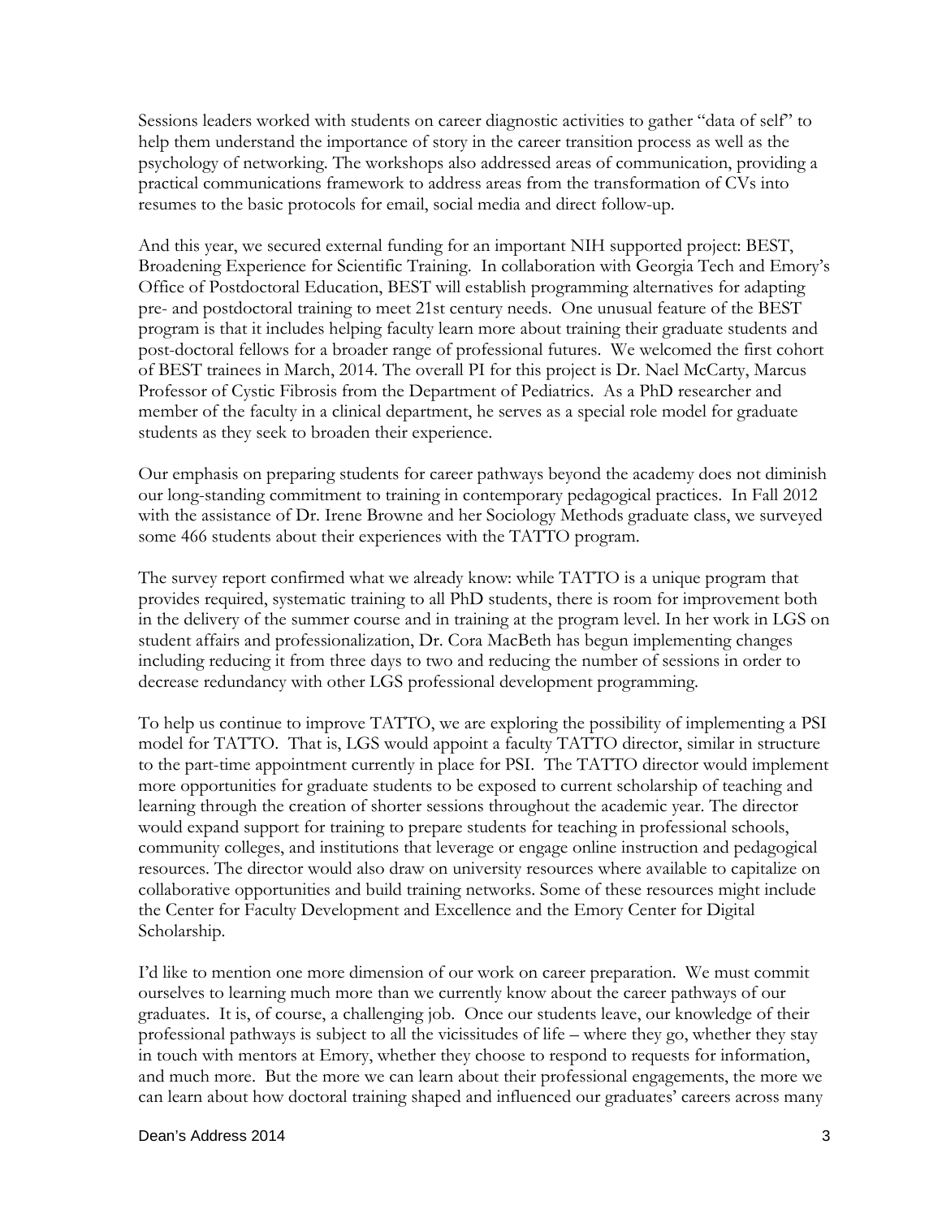Sessions leaders worked with students on career diagnostic activities to gather "data of self" to help them understand the importance of story in the career transition process as well as the psychology of networking. The workshops also addressed areas of communication, providing a practical communications framework to address areas from the transformation of CVs into resumes to the basic protocols for email, social media and direct follow-up.

And this year, we secured external funding for an important NIH supported project: BEST, Broadening Experience for Scientific Training. In collaboration with Georgia Tech and Emory's Office of Postdoctoral Education, BEST will establish programming alternatives for adapting pre- and postdoctoral training to meet 21st century needs. One unusual feature of the BEST program is that it includes helping faculty learn more about training their graduate students and post-doctoral fellows for a broader range of professional futures. We welcomed the first cohort of BEST trainees in March, 2014. The overall PI for this project is Dr. Nael McCarty, Marcus Professor of Cystic Fibrosis from the Department of Pediatrics. As a PhD researcher and member of the faculty in a clinical department, he serves as a special role model for graduate students as they seek to broaden their experience.

Our emphasis on preparing students for career pathways beyond the academy does not diminish our long-standing commitment to training in contemporary pedagogical practices. In Fall 2012 with the assistance of Dr. Irene Browne and her Sociology Methods graduate class, we surveyed some 466 students about their experiences with the TATTO program.

The survey report confirmed what we already know: while TATTO is a unique program that provides required, systematic training to all PhD students, there is room for improvement both in the delivery of the summer course and in training at the program level. In her work in LGS on student affairs and professionalization, Dr. Cora MacBeth has begun implementing changes including reducing it from three days to two and reducing the number of sessions in order to decrease redundancy with other LGS professional development programming.

To help us continue to improve TATTO, we are exploring the possibility of implementing a PSI model for TATTO. That is, LGS would appoint a faculty TATTO director, similar in structure to the part-time appointment currently in place for PSI. The TATTO director would implement more opportunities for graduate students to be exposed to current scholarship of teaching and learning through the creation of shorter sessions throughout the academic year. The director would expand support for training to prepare students for teaching in professional schools, community colleges, and institutions that leverage or engage online instruction and pedagogical resources. The director would also draw on university resources where available to capitalize on collaborative opportunities and build training networks. Some of these resources might include the Center for Faculty Development and Excellence and the Emory Center for Digital Scholarship.

I'd like to mention one more dimension of our work on career preparation. We must commit ourselves to learning much more than we currently know about the career pathways of our graduates. It is, of course, a challenging job. Once our students leave, our knowledge of their professional pathways is subject to all the vicissitudes of life – where they go, whether they stay in touch with mentors at Emory, whether they choose to respond to requests for information, and much more. But the more we can learn about their professional engagements, the more we can learn about how doctoral training shaped and influenced our graduates' careers across many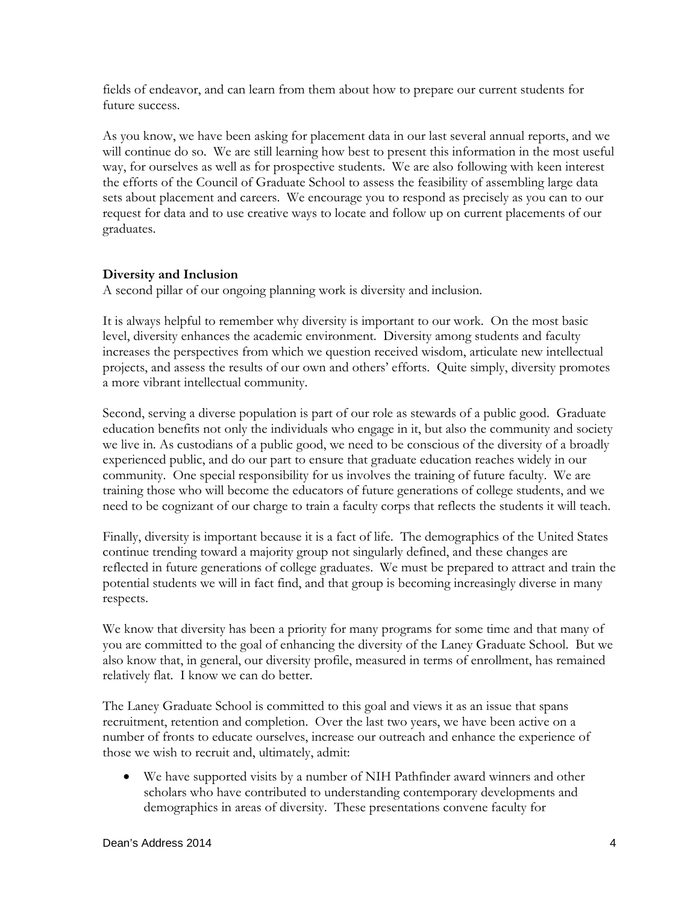fields of endeavor, and can learn from them about how to prepare our current students for future success.

As you know, we have been asking for placement data in our last several annual reports, and we will continue do so. We are still learning how best to present this information in the most useful way, for ourselves as well as for prospective students. We are also following with keen interest the efforts of the Council of Graduate School to assess the feasibility of assembling large data sets about placement and careers. We encourage you to respond as precisely as you can to our request for data and to use creative ways to locate and follow up on current placements of our graduates.

**Diversity and Inclusion**

A second pillar of our ongoing planning work is diversity and inclusion.

It is always helpful to remember why diversity is important to our work. On the most basic level, diversity enhances the academic environment. Diversity among students and faculty increases the perspectives from which we question received wisdom, articulate new intellectual projects, and assess the results of our own and others' efforts. Quite simply, diversity promotes a more vibrant intellectual community.

Second, serving a diverse population is part of our role as stewards of a public good. Graduate education benefits not only the individuals who engage in it, but also the community and society we live in. As custodians of a public good, we need to be conscious of the diversity of a broadly experienced public, and do our part to ensure that graduate education reaches widely in our community. One special responsibility for us involves the training of future faculty. We are training those who will become the educators of future generations of college students, and we need to be cognizant of our charge to train a faculty corps that reflects the students it will teach.

Finally, diversity is important because it is a fact of life. The demographics of the United States continue trending toward a majority group not singularly defined, and these changes are reflected in future generations of college graduates. We must be prepared to attract and train the potential students we will in fact find, and that group is becoming increasingly diverse in many respects.

We know that diversity has been a priority for many programs for some time and that many of you are committed to the goal of enhancing the diversity of the Laney Graduate School. But we also know that, in general, our diversity profile, measured in terms of enrollment, has remained relatively flat. I know we can do better.

The Laney Graduate School is committed to this goal and views it as an issue that spans recruitment, retention and completion. Over the last two years, we have been active on a number of fronts to educate ourselves, increase our outreach and enhance the experience of those we wish to recruit and, ultimately, admit:

- We have supported visits by a number of NIH Pathfinder award winners and other scholars who have contributed to understanding contemporary developments and demographics in areas of diversity. These presentations convene faculty for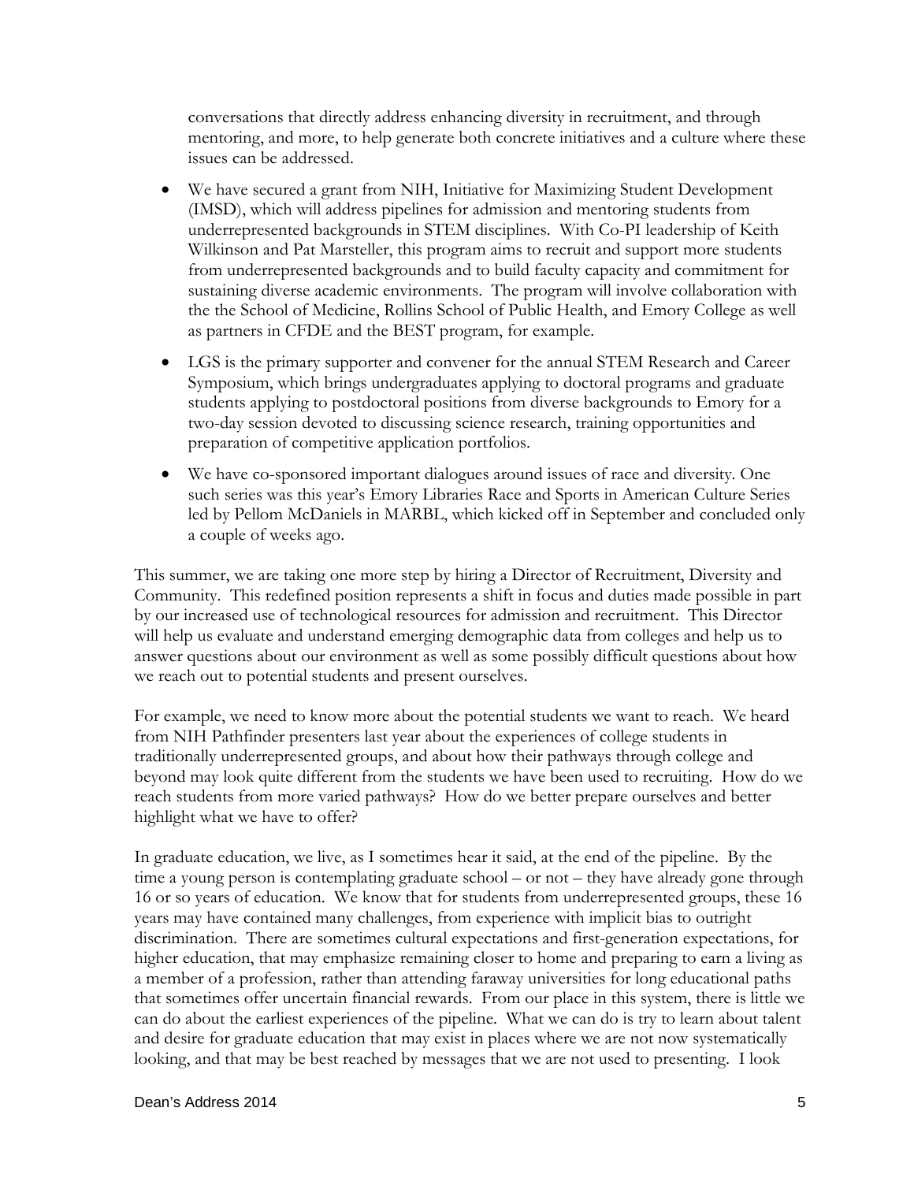conversations that directly address enhancing diversity in recruitment, and through mentoring, and more, to help generate both concrete initiatives and a culture where these issues can be addressed.

- We have secured a grant from NIH, Initiative for Maximizing Student Development (IMSD), which will address pipelines for admission and mentoring students from underrepresented backgrounds in STEM disciplines. With Co-PI leadership of Keith Wilkinson and Pat Marsteller, this program aims to recruit and support more students from underrepresented backgrounds and to build faculty capacity and commitment for sustaining diverse academic environments. The program will involve collaboration with the the School of Medicine, Rollins School of Public Health, and Emory College as well as partners in CFDE and the BEST program, for example.
- LGS is the primary supporter and convener for the annual STEM Research and Career Symposium, which brings undergraduates applying to doctoral programs and graduate students applying to postdoctoral positions from diverse backgrounds to Emory for a two-day session devoted to discussing science research, training opportunities and preparation of competitive application portfolios.
- We have co-sponsored important dialogues around issues of race and diversity. One such series was this year's Emory Libraries Race and Sports in American Culture Series led by Pellom McDaniels in MARBL, which kicked off in September and concluded only a couple of weeks ago.

This summer, we are taking one more step by hiring a Director of Recruitment, Diversity and Community. This redefined position represents a shift in focus and duties made possible in part by our increased use of technological resources for admission and recruitment. This Director will help us evaluate and understand emerging demographic data from colleges and help us to answer questions about our environment as well as some possibly difficult questions about how we reach out to potential students and present ourselves.

For example, we need to know more about the potential students we want to reach. We heard from NIH Pathfinder presenters last year about the experiences of college students in traditionally underrepresented groups, and about how their pathways through college and beyond may look quite different from the students we have been used to recruiting. How do we reach students from more varied pathways? How do we better prepare ourselves and better highlight what we have to offer?

In graduate education, we live, as I sometimes hear it said, at the end of the pipeline. By the time a young person is contemplating graduate school – or not – they have already gone through 16 or so years of education. We know that for students from underrepresented groups, these 16 years may have contained many challenges, from experience with implicit bias to outright discrimination. There are sometimes cultural expectations and first-generation expectations, for higher education, that may emphasize remaining closer to home and preparing to earn a living as a member of a profession, rather than attending faraway universities for long educational paths that sometimes offer uncertain financial rewards. From our place in this system, there is little we can do about the earliest experiences of the pipeline. What we can do is try to learn about talent and desire for graduate education that may exist in places where we are not now systematically looking, and that may be best reached by messages that we are not used to presenting. I look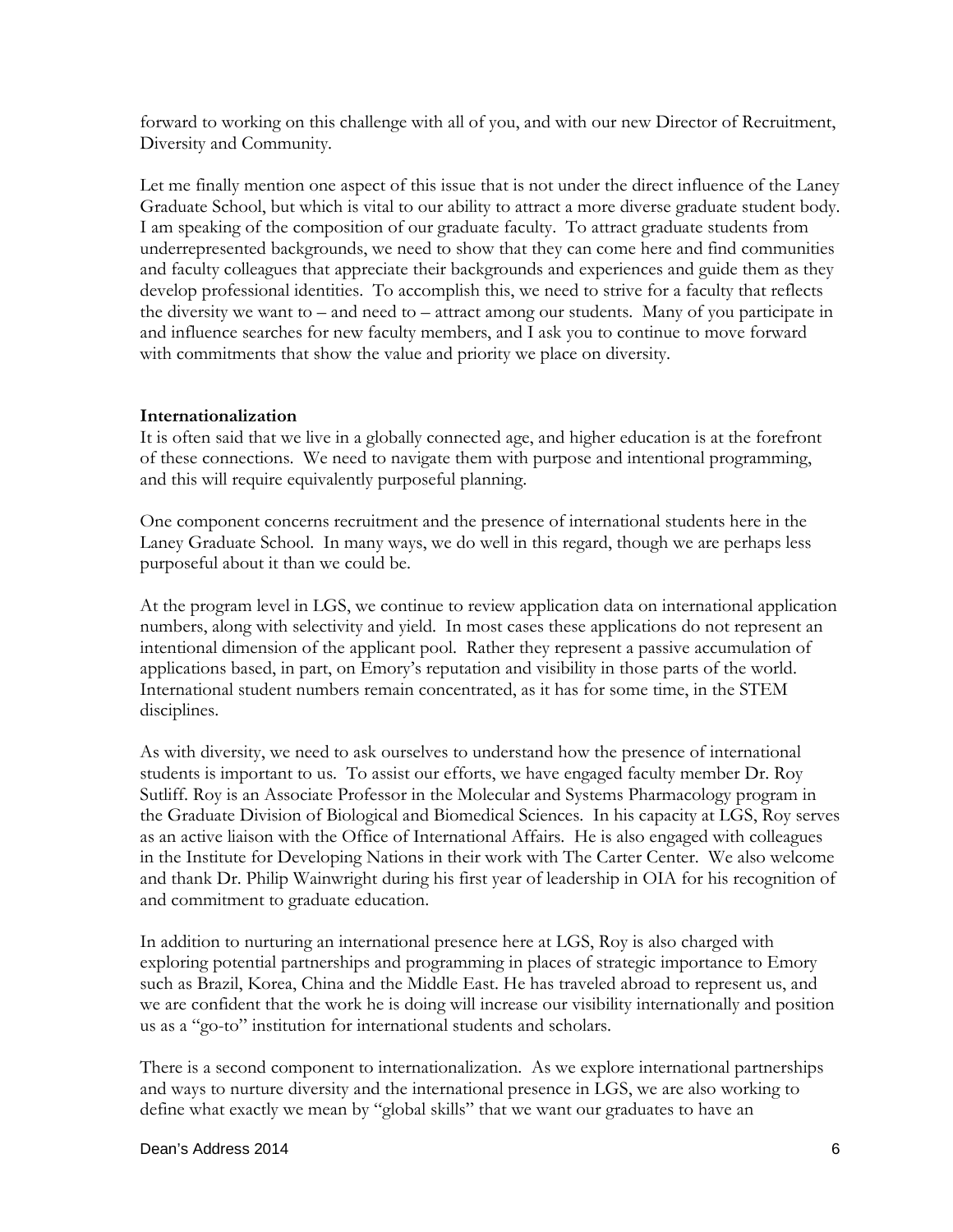forward to working on this challenge with all of you, and with our new Director of Recruitment, Diversity and Community.

Let me finally mention one aspect of this issue that is not under the direct influence of the Laney Graduate School, but which is vital to our ability to attract a more diverse graduate student body. I am speaking of the composition of our graduate faculty. To attract graduate students from underrepresented backgrounds, we need to show that they can come here and find communities and faculty colleagues that appreciate their backgrounds and experiences and guide them as they develop professional identities. To accomplish this, we need to strive for a faculty that reflects the diversity we want to – and need to – attract among our students. Many of you participate in and influence searches for new faculty members, and I ask you to continue to move forward with commitments that show the value and priority we place on diversity.

**Internationalization**

It is often said that we live in a globally connected age, and higher education is at the forefront of these connections. We need to navigate them with purpose and intentional programming, and this will require equivalently purposeful planning.

One component concerns recruitment and the presence of international students here in the Laney Graduate School. In many ways, we do well in this regard, though we are perhaps less purposeful about it than we could be.

At the program level in LGS, we continue to review application data on international application numbers, along with selectivity and yield. In most cases these applications do not represent an intentional dimension of the applicant pool. Rather they represent a passive accumulation of applications based, in part, on Emory's reputation and visibility in those parts of the world. International student numbers remain concentrated, as it has for some time, in the STEM disciplines.

As with diversity, we need to ask ourselves to understand how the presence of international students is important to us. To assist our efforts, we have engaged faculty member Dr. Roy Sutliff. Roy is an Associate Professor in the Molecular and Systems Pharmacology program in the Graduate Division of Biological and Biomedical Sciences. In his capacity at LGS, Roy serves as an active liaison with the Office of International Affairs. He is also engaged with colleagues in the Institute for Developing Nations in their work with The Carter Center. We also welcome and thank Dr. Philip Wainwright during his first year of leadership in OIA for his recognition of and commitment to graduate education.

In addition to nurturing an international presence here at LGS, Roy is also charged with exploring potential partnerships and programming in places of strategic importance to Emory such as Brazil, Korea, China and the Middle East. He has traveled abroad to represent us, and we are confident that the work he is doing will increase our visibility internationally and position us as a "go-to" institution for international students and scholars.

There is a second component to internationalization. As we explore international partnerships and ways to nurture diversity and the international presence in LGS, we are also working to define what exactly we mean by "global skills" that we want our graduates to have an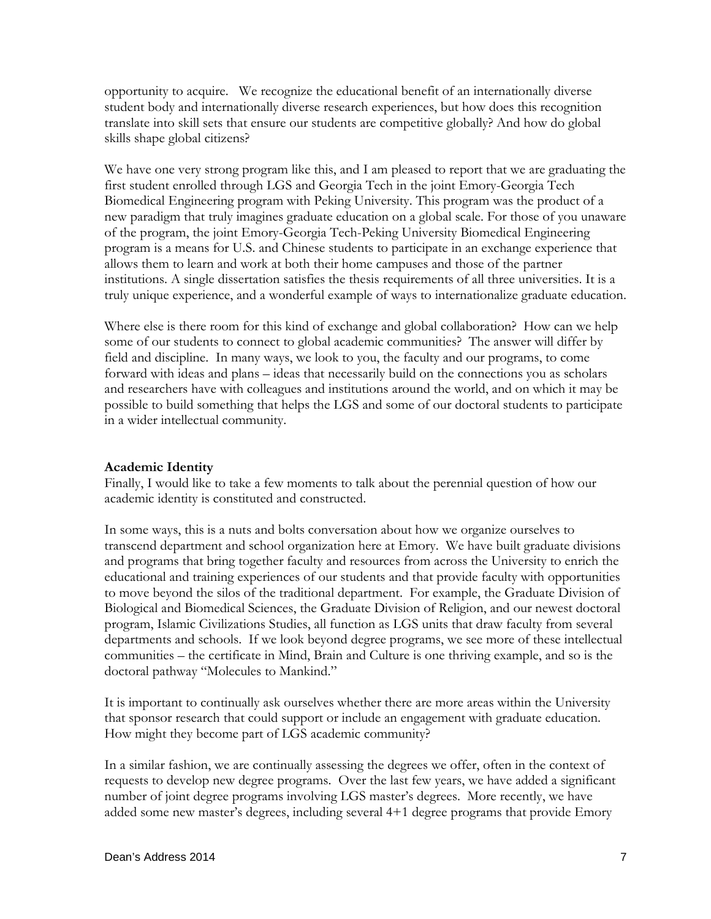opportunity to acquire. We recognize the educational benefit of an internationally diverse student body and internationally diverse research experiences, but how does this recognition translate into skill sets that ensure our students are competitive globally? And how do global skills shape global citizens?

We have one very strong program like this, and I am pleased to report that we are graduating the first student enrolled through LGS and Georgia Tech in the joint Emory-Georgia Tech Biomedical Engineering program with Peking University. This program was the product of a new paradigm that truly imagines graduate education on a global scale. For those of you unaware of the program, the joint Emory-Georgia Tech-Peking University Biomedical Engineering program is a means for U.S. and Chinese students to participate in an exchange experience that allows them to learn and work at both their home campuses and those of the partner institutions. A single dissertation satisfies the thesis requirements of all three universities. It is a truly unique experience, and a wonderful example of ways to internationalize graduate education.

Where else is there room for this kind of exchange and global collaboration? How can we help some of our students to connect to global academic communities? The answer will differ by field and discipline. In many ways, we look to you, the faculty and our programs, to come forward with ideas and plans – ideas that necessarily build on the connections you as scholars and researchers have with colleagues and institutions around the world, and on which it may be possible to build something that helps the LGS and some of our doctoral students to participate in a wider intellectual community.

**Academic Identity**

Finally, I would like to take a few moments to talk about the perennial question of how our academic identity is constituted and constructed.

In some ways, this is a nuts and bolts conversation about how we organize ourselves to transcend department and school organization here at Emory. We have built graduate divisions and programs that bring together faculty and resources from across the University to enrich the educational and training experiences of our students and that provide faculty with opportunities to move beyond the silos of the traditional department. For example, the Graduate Division of Biological and Biomedical Sciences, the Graduate Division of Religion, and our newest doctoral program, Islamic Civilizations Studies, all function as LGS units that draw faculty from several departments and schools. If we look beyond degree programs, we see more of these intellectual communities – the certificate in Mind, Brain and Culture is one thriving example, and so is the doctoral pathway "Molecules to Mankind."

It is important to continually ask ourselves whether there are more areas within the University that sponsor research that could support or include an engagement with graduate education. How might they become part of LGS academic community?

In a similar fashion, we are continually assessing the degrees we offer, often in the context of requests to develop new degree programs. Over the last few years, we have added a significant number of joint degree programs involving LGS master's degrees. More recently, we have added some new master's degrees, including several 4+1 degree programs that provide Emory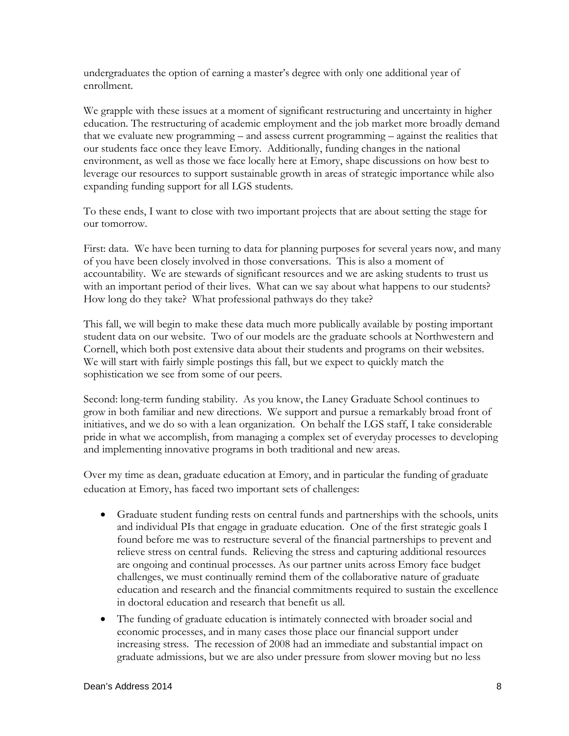undergraduates the option of earning a master's degree with only one additional year of enrollment.

We grapple with these issues at a moment of significant restructuring and uncertainty in higher education. The restructuring of academic employment and the job market more broadly demand that we evaluate new programming – and assess current programming – against the realities that our students face once they leave Emory. Additionally, funding changes in the national environment, as well as those we face locally here at Emory, shape discussions on how best to leverage our resources to support sustainable growth in areas of strategic importance while also expanding funding support for all LGS students.

To these ends, I want to close with two important projects that are about setting the stage for our tomorrow.

First: data. We have been turning to data for planning purposes for several years now, and many of you have been closely involved in those conversations. This is also a moment of accountability. We are stewards of significant resources and we are asking students to trust us with an important period of their lives. What can we say about what happens to our students? How long do they take? What professional pathways do they take?

This fall, we will begin to make these data much more publically available by posting important student data on our website. Two of our models are the graduate schools at Northwestern and Cornell, which both post extensive data about their students and programs on their websites. We will start with fairly simple postings this fall, but we expect to quickly match the sophistication we see from some of our peers.

Second: long-term funding stability. As you know, the Laney Graduate School continues to grow in both familiar and new directions. We support and pursue a remarkably broad front of initiatives, and we do so with a lean organization. On behalf the LGS staff, I take considerable pride in what we accomplish, from managing a complex set of everyday processes to developing and implementing innovative programs in both traditional and new areas.

Over my time as dean, graduate education at Emory, and in particular the funding of graduate education at Emory, has faced two important sets of challenges:

- Graduate student funding rests on central funds and partnerships with the schools, units and individual PIs that engage in graduate education. One of the first strategic goals I found before me was to restructure several of the financial partnerships to prevent and relieve stress on central funds. Relieving the stress and capturing additional resources are ongoing and continual processes. As our partner units across Emory face budget challenges, we must continually remind them of the collaborative nature of graduate education and research and the financial commitments required to sustain the excellence in doctoral education and research that benefit us all.
- The funding of graduate education is intimately connected with broader social and economic processes, and in many cases those place our financial support under increasing stress. The recession of 2008 had an immediate and substantial impact on graduate admissions, but we are also under pressure from slower moving but no less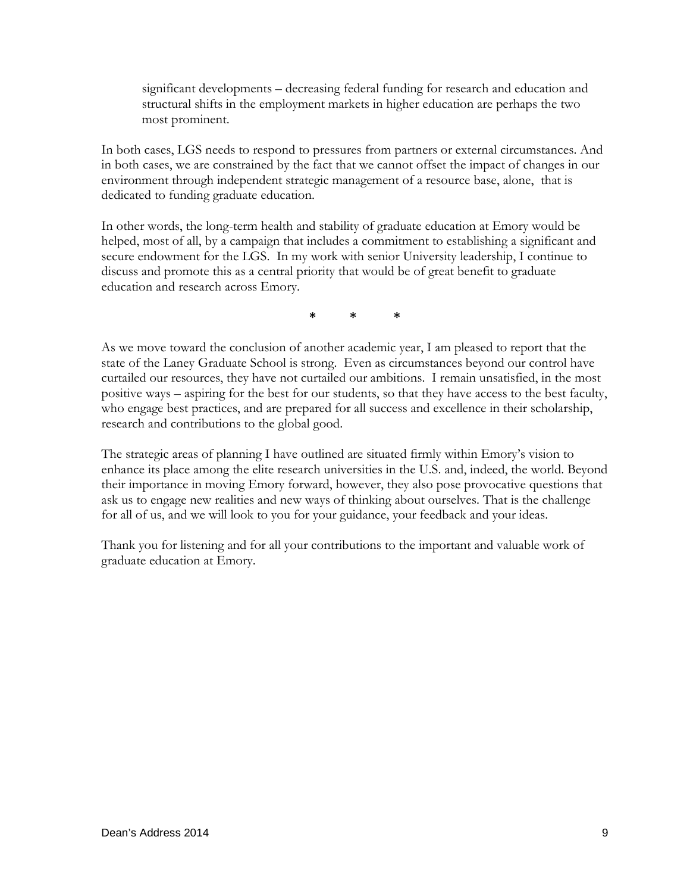significant developments – decreasing federal funding for research and education and structural shifts in the employment markets in higher education are perhaps the two most prominent.

In both cases, LGS needs to respond to pressures from partners or external circumstances. And in both cases, we are constrained by the fact that we cannot offset the impact of changes in our environment through independent strategic management of a resource base, alone, that is dedicated to funding graduate education.

In other words, the long-term health and stability of graduate education at Emory would be helped, most of all, by a campaign that includes a commitment to establishing a significant and secure endowment for the LGS. In my work with senior University leadership, I continue to discuss and promote this as a central priority that would be of great benefit to graduate education and research across Emory.

\*          \*          \*

As we move toward the conclusion of another academic year, I am pleased to report that the state of the Laney Graduate School is strong. Even as circumstances beyond our control have curtailed our resources, they have not curtailed our ambitions. I remain unsatisfied, in the most positive ways – aspiring for the best for our students, so that they have access to the best faculty, who engage best practices, and are prepared for all success and excellence in their scholarship, research and contributions to the global good.

The strategic areas of planning I have outlined are situated firmly within Emory's vision to enhance its place among the elite research universities in the U.S. and, indeed, the world. Beyond their importance in moving Emory forward, however, they also pose provocative questions that ask us to engage new realities and new ways of thinking about ourselves. That is the challenge for all of us, and we will look to you for your guidance, your feedback and your ideas.

Thank you for listening and for all your contributions to the important and valuable work of graduate education at Emory.